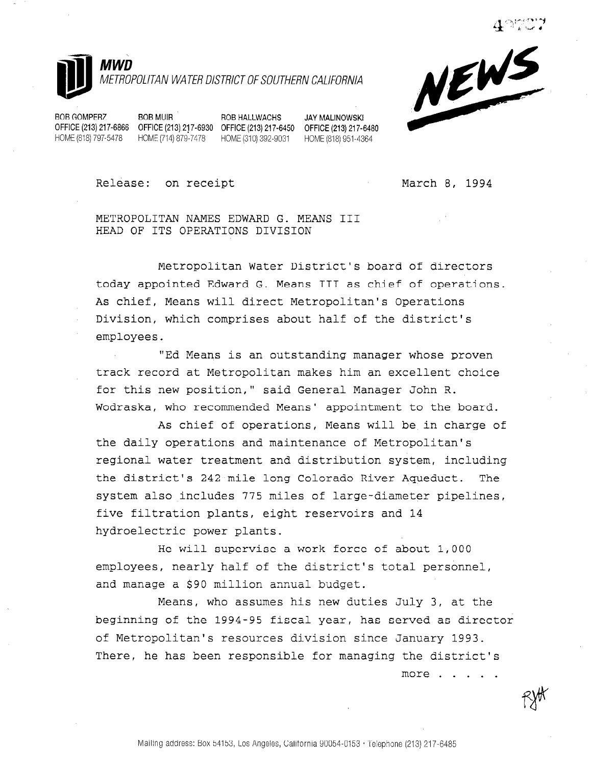**MWD**
*METROPOLITAN WATER DISTRICT OF SOUTHERN CALIFORNIA*

**NEWS**

| BOB GOMPERZ | BOB MUIR | BOB HALLWACHS | JAY MALINOWSKI |
|---|---|---|---|
| OFFICE (213) 217-6866 | OFFICE (213) 217-6930 | OFFICE (213) 217-6450 | OFFICE (213) 217-6480 |
| HOME (818) 797-5478 | HOME (714) 879-7478 | HOME (310) 392-9031 | HOME (818) 951-4364 |

Release: on receipt — March 8, 1994

METROPOLITAN NAMES EDWARD G. MEANS III
HEAD OF ITS OPERATIONS DIVISION

Metropolitan Water District's board of directors today appointed Edward G. Means III as chief of operations. As chief, Means will direct Metropolitan's Operations Division, which comprises about half of the district's employees.

"Ed Means is an outstanding manager whose proven track record at Metropolitan makes him an excellent choice for this new position," said General Manager John R. Wodraska, who recommended Means' appointment to the board.

As chief of operations, Means will be in charge of the daily operations and maintenance of Metropolitan's regional water treatment and distribution system, including the district's 242-mile long Colorado River Aqueduct. The system also includes 775 miles of large-diameter pipelines, five filtration plants, eight reservoirs and 14 hydroelectric power plants.

He will supervise a work force of about 1,000 employees, nearly half of the district's total personnel, and manage a $90 million annual budget.

Means, who assumes his new duties July 3, at the beginning of the 1994-95 fiscal year, has served as director of Metropolitan's resources division since January 1993. There, he has been responsible for managing the district's

more . . . . .

Mailing address: Box 54153, Los Angeles, California 90054-0153 · Telephone (213) 217-6485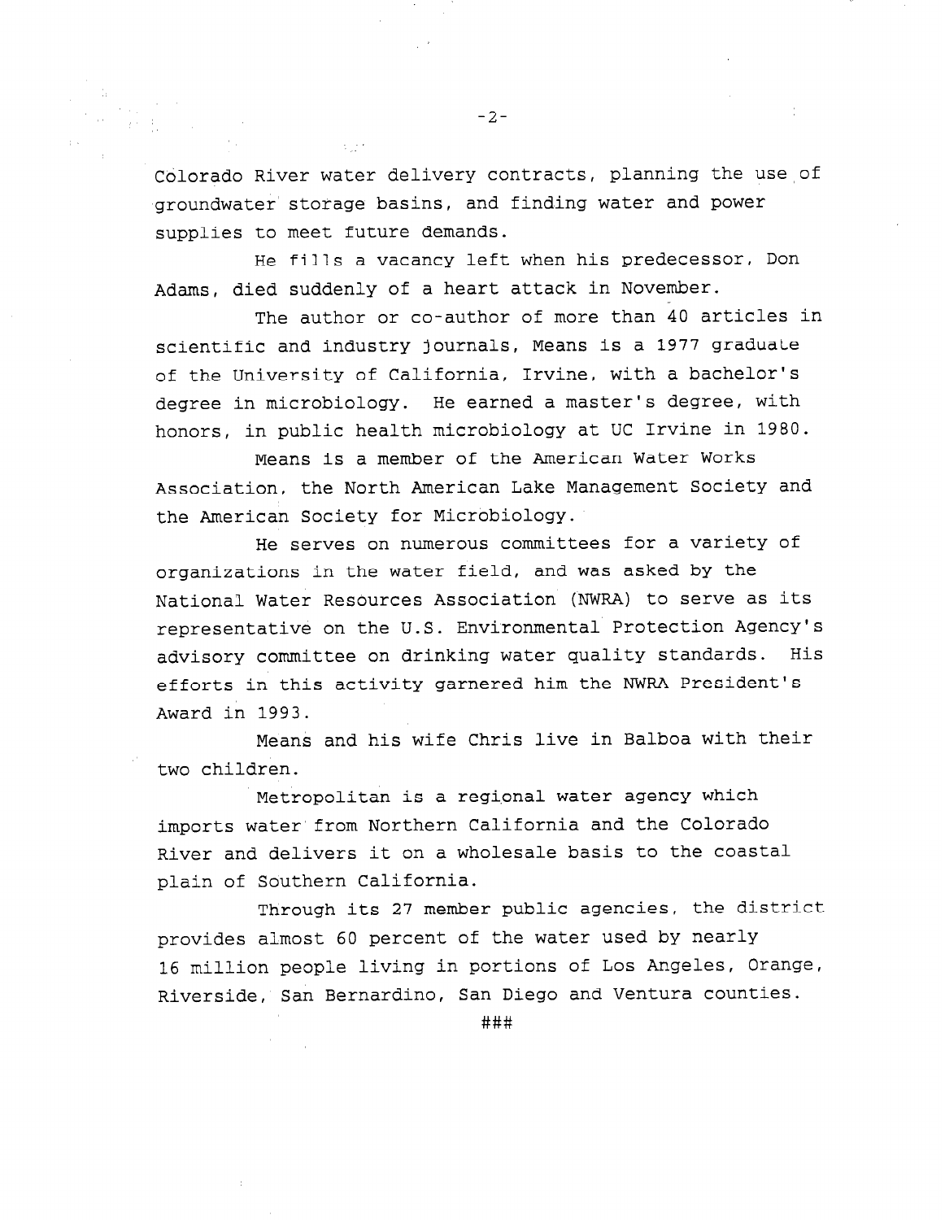Colorado River water delivery contracts, planning the use of groundwater storage basins, and finding water and power supplies to meet future demands.

He fills a vacancy left when his predecessor, Don Adams, died suddenly of a heart attack in November.

The author or co-author of more than 40 articles in scientific and industry journals, Means is a 1977 graduate of the University of California, Irvine, with a bachelor's degree in microbiology. He earned a master's degree, with honors, in public health microbiology at UC Irvine in 1980.

Means is a member of the American Water Works Association, the North American Lake Management Society and the American Society for Microbiology.

He serves on numerous committees for a variety of organizations in the water field, and was asked by the National Water Resources Association (NWRA) to serve as its representative on the U.S. Environmental Protection Agency's advisory committee on drinking water quality standards. His efforts in this activity garnered him the NWRA President's Award in 1993.

Means and his wife Chris live in Balboa with their two children.

Metropolitan is a regional water agency which imports water from Northern California and the Colorado River and delivers it on a wholesale basis to the coastal plain of Southern California.

Through its 27 member public agencies, the district provides almost 60 percent of the water used by nearly 16 million people living in portions of Los Angeles, Orange, Riverside, San Bernardino, San Diego and Ventura counties.

###